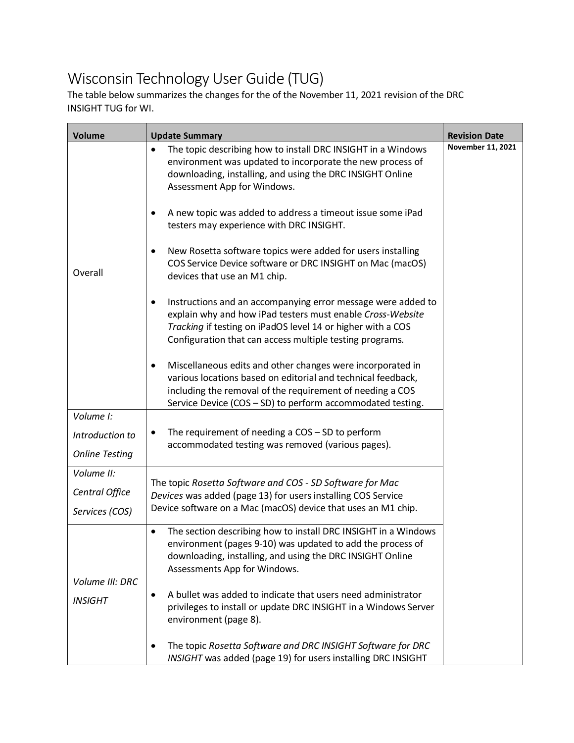# Wisconsin Technology User Guide (TUG)

The table below summarizes the changes for the of the November 11, 2021 revision of the DRC INSIGHT TUG for WI.

| Volume | Update Summary | Revision Date |
|---|---|---|
| Overall | • The topic describing how to install DRC INSIGHT in a Windows environment was updated to incorporate the new process of downloading, installing, and using the DRC INSIGHT Online Assessment App for Windows.<br><br>• A new topic was added to address a timeout issue some iPad testers may experience with DRC INSIGHT.<br><br>• New Rosetta software topics were added for users installing COS Service Device software or DRC INSIGHT on Mac (macOS) devices that use an M1 chip.<br><br>• Instructions and an accompanying error message were added to explain why and how iPad testers must enable *Cross-Website Tracking* if testing on iPadOS level 14 or higher with a COS Configuration that can access multiple testing programs.<br><br>• Miscellaneous edits and other changes were incorporated in various locations based on editorial and technical feedback, including the removal of the requirement of needing a COS Service Device (COS – SD) to perform accommodated testing. | **November 11, 2021** |
| *Volume I: Introduction to Online Testing* | • The requirement of needing a COS – SD to perform accommodated testing was removed (various pages). | |
| *Volume II: Central Office Services (COS)* | The topic *Rosetta Software and COS - SD Software for Mac Devices* was added (page 13) for users installing COS Service Device software on a Mac (macOS) device that uses an M1 chip. | |
| *Volume III: DRC INSIGHT* | • The section describing how to install DRC INSIGHT in a Windows environment (pages 9-10) was updated to add the process of downloading, installing, and using the DRC INSIGHT Online Assessments App for Windows.<br><br>• A bullet was added to indicate that users need administrator privileges to install or update DRC INSIGHT in a Windows Server environment (page 8).<br><br>• The topic *Rosetta Software and DRC INSIGHT Software for DRC INSIGHT* was added (page 19) for users installing DRC INSIGHT | |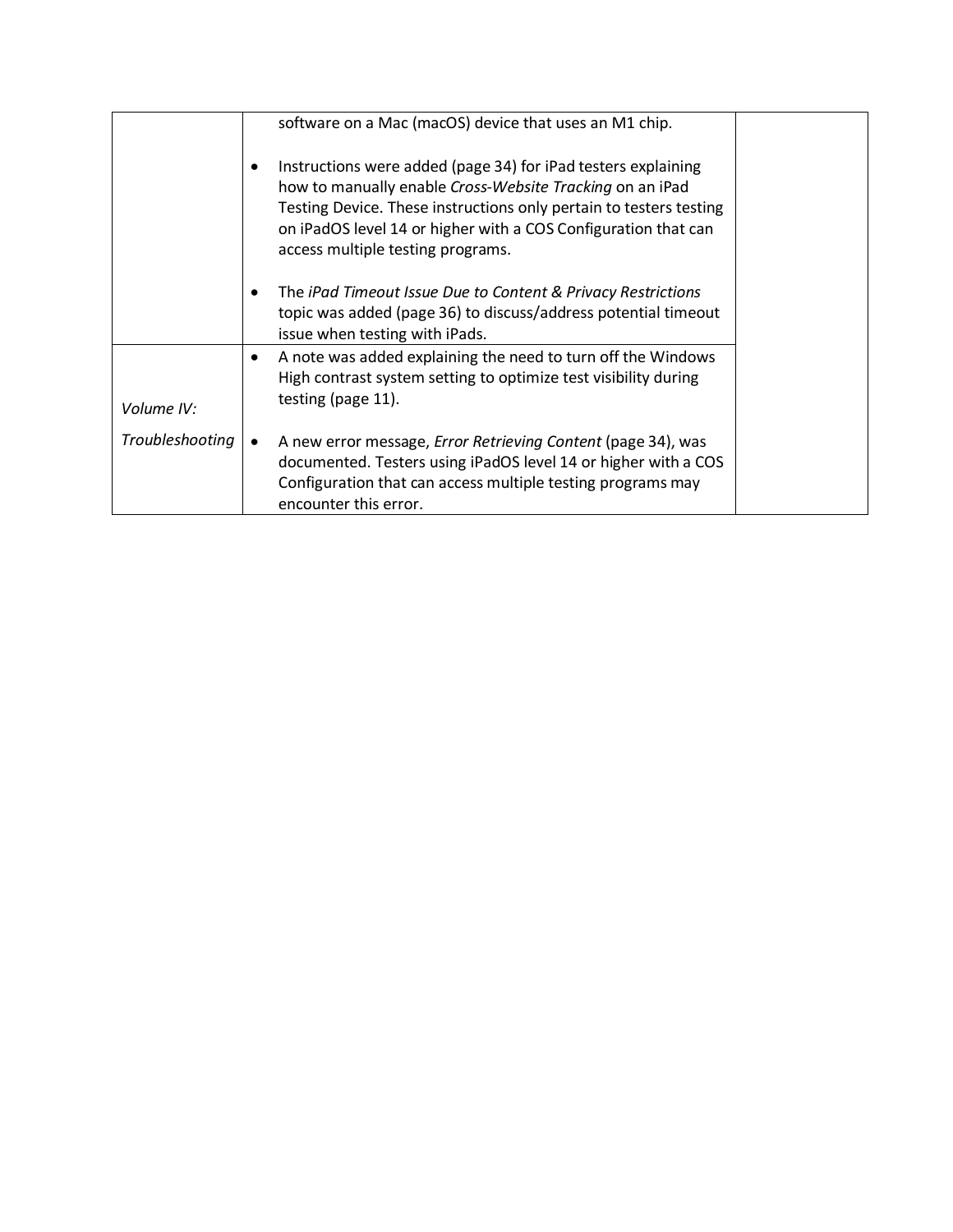| | | |
|---|---|---|
| | software on a Mac (macOS) device that uses an M1 chip.<br><br>• Instructions were added (page 34) for iPad testers explaining how to manually enable *Cross-Website Tracking* on an iPad Testing Device. These instructions only pertain to testers testing on iPadOS level 14 or higher with a COS Configuration that can access multiple testing programs.<br><br>• The *iPad Timeout Issue Due to Content & Privacy Restrictions* topic was added (page 36) to discuss/address potential timeout issue when testing with iPads. | |
| *Volume IV: Troubleshooting* | • A note was added explaining the need to turn off the Windows High contrast system setting to optimize test visibility during testing (page 11).<br><br>• A new error message, *Error Retrieving Content* (page 34), was documented. Testers using iPadOS level 14 or higher with a COS Configuration that can access multiple testing programs may encounter this error. | |